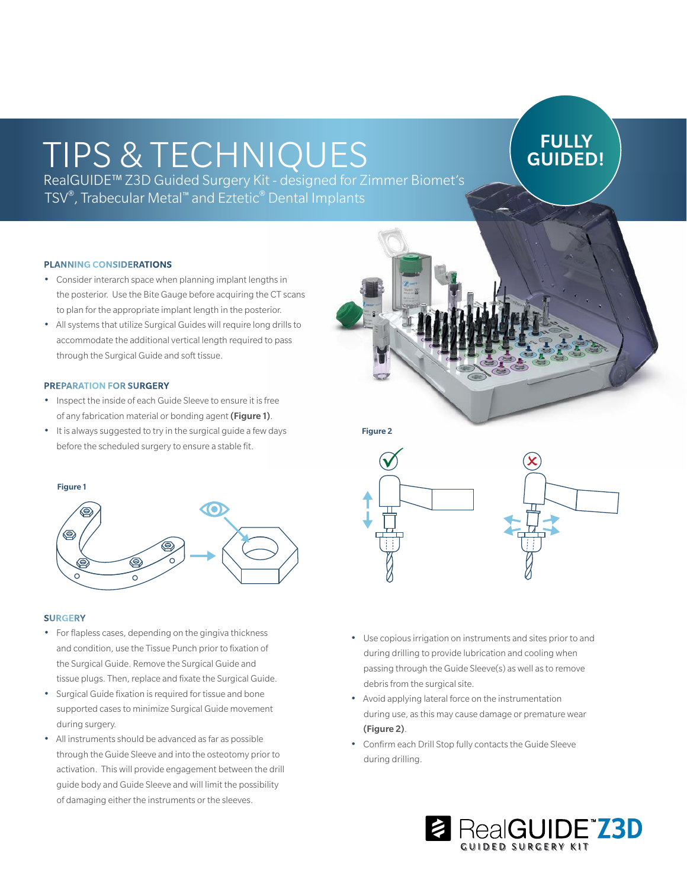# TIPS & TECHNIQUES

RealGUIDE™ Z3D Guided Surgery Kit - designed for Zimmer Biomet's TSV®, Trabecular Metal™ and Eztetic® Dental Implants

**FULLY GUIDED!**

### PLANNING CONSIDERATIONS

- Consider interarch space when planning implant lengths in the posterior. Use the Bite Gauge before acquiring the CT scans to plan for the appropriate implant length in the posterior.
- All systems that utilize Surgical Guides will require long drills to accommodate the additional vertical length required to pass through the Surgical Guide and soft tissue.

### PREPARATION FOR SURGERY

- Inspect the inside of each Guide Sleeve to ensure it is free of any fabrication material or bonding agent **(Figure 1)**.
- It is always suggested to try in the surgical guide a few days before the scheduled surgery to ensure a stable fit.

**Figure 1**

**Figure 2**

### SURGERY

- For flapless cases, depending on the gingiva thickness and condition, use the Tissue Punch prior to fixation of the Surgical Guide. Remove the Surgical Guide and tissue plugs. Then, replace and fixate the Surgical Guide.
- Surgical Guide fixation is required for tissue and bone supported cases to minimize Surgical Guide movement during surgery.
- All instruments should be advanced as far as possible through the Guide Sleeve and into the osteotomy prior to activation. This will provide engagement between the drill guide body and Guide Sleeve and will limit the possibility of damaging either the instruments or the sleeves.
- Use copious irrigation on instruments and sites prior to and during drilling to provide lubrication and cooling when passing through the Guide Sleeve(s) as well as to remove debris from the surgical site.
- Avoid applying lateral force on the instrumentation during use, as this may cause damage or premature wear **(Figure 2)**.
- Confirm each Drill Stop fully contacts the Guide Sleeve during drilling.

RealGUIDE™ Z3D GUIDED SURGERY KIT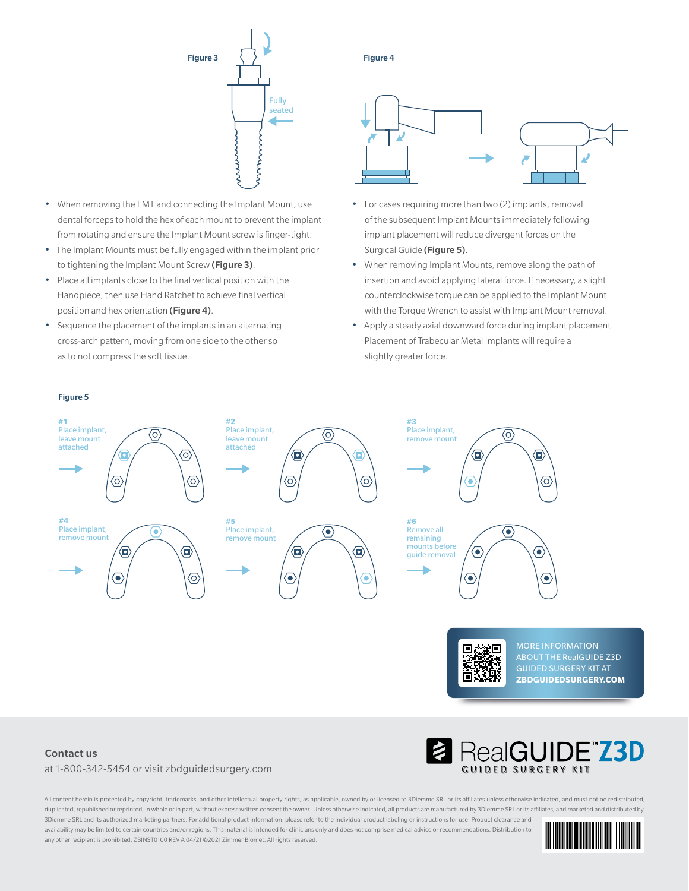Figure 3

Fully seated

Figure 4

- When removing the FMT and connecting the Implant Mount, use dental forceps to hold the hex of each mount to prevent the implant from rotating and ensure the Implant Mount screw is finger-tight.
- The Implant Mounts must be fully engaged within the implant prior to tightening the Implant Mount Screw **(Figure 3)**.
- Place all implants close to the final vertical position with the Handpiece, then use Hand Ratchet to achieve final vertical position and hex orientation **(Figure 4)**.
- Sequence the placement of the implants in an alternating cross-arch pattern, moving from one side to the other so as to not compress the soft tissue.
- For cases requiring more than two (2) implants, removal of the subsequent Implant Mounts immediately following implant placement will reduce divergent forces on the Surgical Guide **(Figure 5)**.
- When removing Implant Mounts, remove along the path of insertion and avoid applying lateral force. If necessary, a slight counterclockwise torque can be applied to the Implant Mount with the Torque Wrench to assist with Implant Mount removal.
- Apply a steady axial downward force during implant placement. Placement of Trabecular Metal Implants will require a slightly greater force.

Figure 5

#1
Place implant, leave mount attached

#2
Place implant, leave mount attached

#3
Place implant, remove mount

#4
Place implant, remove mount

#5
Place implant, remove mount

#6
Remove all remaining mounts before guide removal

MORE INFORMATION ABOUT THE RealGUIDE Z3D GUIDED SURGERY KIT AT **ZBDGUIDEDSURGERY.COM**

**Contact us**

at 1-800-342-5454 or visit zbdguidedsurgery.com

RealGUIDE™ Z3D
GUIDED SURGERY KIT

All content herein is protected by copyright, trademarks, and other intellectual property rights, as applicable, owned by or licensed to 3Diemme SRL or its affiliates unless otherwise indicated, and must not be redistributed, duplicated, republished or reprinted, in whole or in part, without express written consent the owner. Unless otherwise indicated, all products are manufactured by 3Diemme SRL or its affiliates, and marketed and distributed by 3Diemme SRL and its authorized marketing partners. For additional product information, please refer to the individual product labeling or instructions for use. Product clearance and availability may be limited to certain countries and/or regions. This material is intended for clinicians only and does not comprise medical advice or recommendations. Distribution to any other recipient is prohibited. ZBINST0100 REV A 04/21 ©2021 Zimmer Biomet. All rights reserved.